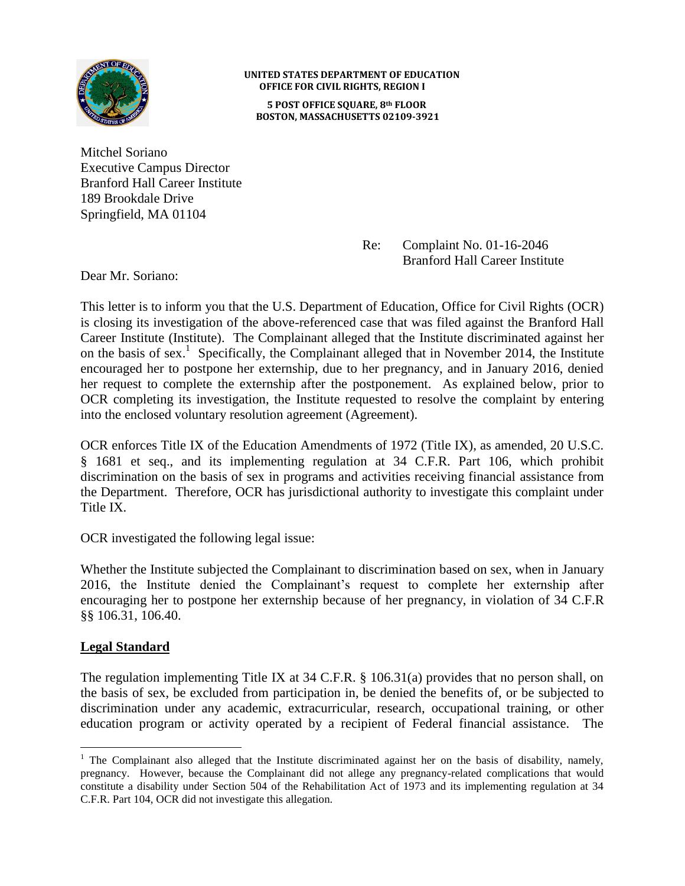**UNITED STATES DEPARTMENT OF EDUCATION**
**OFFICE FOR CIVIL RIGHTS, REGION I**

**5 POST OFFICE SQUARE, 8th FLOOR**
**BOSTON, MASSACHUSETTS 02109-3921**

Mitchel Soriano
Executive Campus Director
Branford Hall Career Institute
189 Brookdale Drive
Springfield, MA 01104

Re: Complaint No. 01-16-2046
Branford Hall Career Institute

Dear Mr. Soriano:

This letter is to inform you that the U.S. Department of Education, Office for Civil Rights (OCR) is closing its investigation of the above-referenced case that was filed against the Branford Hall Career Institute (Institute). The Complainant alleged that the Institute discriminated against her on the basis of sex.[1] Specifically, the Complainant alleged that in November 2014, the Institute encouraged her to postpone her externship, due to her pregnancy, and in January 2016, denied her request to complete the externship after the postponement. As explained below, prior to OCR completing its investigation, the Institute requested to resolve the complaint by entering into the enclosed voluntary resolution agreement (Agreement).

OCR enforces Title IX of the Education Amendments of 1972 (Title IX), as amended, 20 U.S.C. § 1681 et seq., and its implementing regulation at 34 C.F.R. Part 106, which prohibit discrimination on the basis of sex in programs and activities receiving financial assistance from the Department. Therefore, OCR has jurisdictional authority to investigate this complaint under Title IX.

OCR investigated the following legal issue:

Whether the Institute subjected the Complainant to discrimination based on sex, when in January 2016, the Institute denied the Complainant's request to complete her externship after encouraging her to postpone her externship because of her pregnancy, in violation of 34 C.F.R §§ 106.31, 106.40.

## **Legal Standard**

The regulation implementing Title IX at 34 C.F.R. § 106.31(a) provides that no person shall, on the basis of sex, be excluded from participation in, be denied the benefits of, or be subjected to discrimination under any academic, extracurricular, research, occupational training, or other education program or activity operated by a recipient of Federal financial assistance. The

---

[1] The Complainant also alleged that the Institute discriminated against her on the basis of disability, namely, pregnancy. However, because the Complainant did not allege any pregnancy-related complications that would constitute a disability under Section 504 of the Rehabilitation Act of 1973 and its implementing regulation at 34 C.F.R. Part 104, OCR did not investigate this allegation.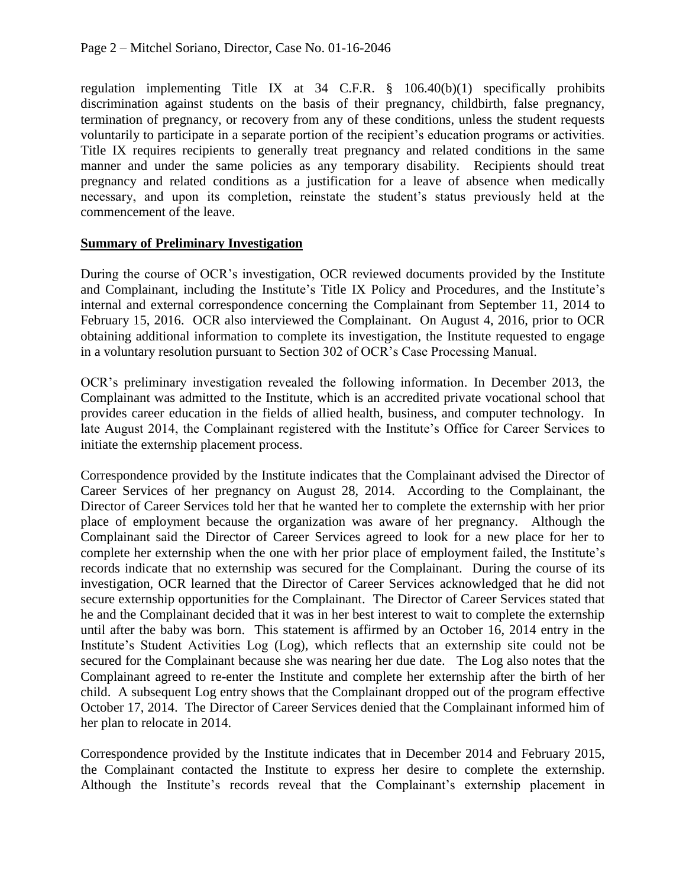regulation implementing Title IX at 34 C.F.R. § 106.40(b)(1) specifically prohibits discrimination against students on the basis of their pregnancy, childbirth, false pregnancy, termination of pregnancy, or recovery from any of these conditions, unless the student requests voluntarily to participate in a separate portion of the recipient's education programs or activities. Title IX requires recipients to generally treat pregnancy and related conditions in the same manner and under the same policies as any temporary disability. Recipients should treat pregnancy and related conditions as a justification for a leave of absence when medically necessary, and upon its completion, reinstate the student's status previously held at the commencement of the leave.

**Summary of Preliminary Investigation**

During the course of OCR's investigation, OCR reviewed documents provided by the Institute and Complainant, including the Institute's Title IX Policy and Procedures, and the Institute's internal and external correspondence concerning the Complainant from September 11, 2014 to February 15, 2016. OCR also interviewed the Complainant. On August 4, 2016, prior to OCR obtaining additional information to complete its investigation, the Institute requested to engage in a voluntary resolution pursuant to Section 302 of OCR's Case Processing Manual.

OCR's preliminary investigation revealed the following information. In December 2013, the Complainant was admitted to the Institute, which is an accredited private vocational school that provides career education in the fields of allied health, business, and computer technology. In late August 2014, the Complainant registered with the Institute's Office for Career Services to initiate the externship placement process.

Correspondence provided by the Institute indicates that the Complainant advised the Director of Career Services of her pregnancy on August 28, 2014. According to the Complainant, the Director of Career Services told her that he wanted her to complete the externship with her prior place of employment because the organization was aware of her pregnancy. Although the Complainant said the Director of Career Services agreed to look for a new place for her to complete her externship when the one with her prior place of employment failed, the Institute's records indicate that no externship was secured for the Complainant. During the course of its investigation, OCR learned that the Director of Career Services acknowledged that he did not secure externship opportunities for the Complainant. The Director of Career Services stated that he and the Complainant decided that it was in her best interest to wait to complete the externship until after the baby was born. This statement is affirmed by an October 16, 2014 entry in the Institute's Student Activities Log (Log), which reflects that an externship site could not be secured for the Complainant because she was nearing her due date. The Log also notes that the Complainant agreed to re-enter the Institute and complete her externship after the birth of her child. A subsequent Log entry shows that the Complainant dropped out of the program effective October 17, 2014. The Director of Career Services denied that the Complainant informed him of her plan to relocate in 2014.

Correspondence provided by the Institute indicates that in December 2014 and February 2015, the Complainant contacted the Institute to express her desire to complete the externship. Although the Institute's records reveal that the Complainant's externship placement in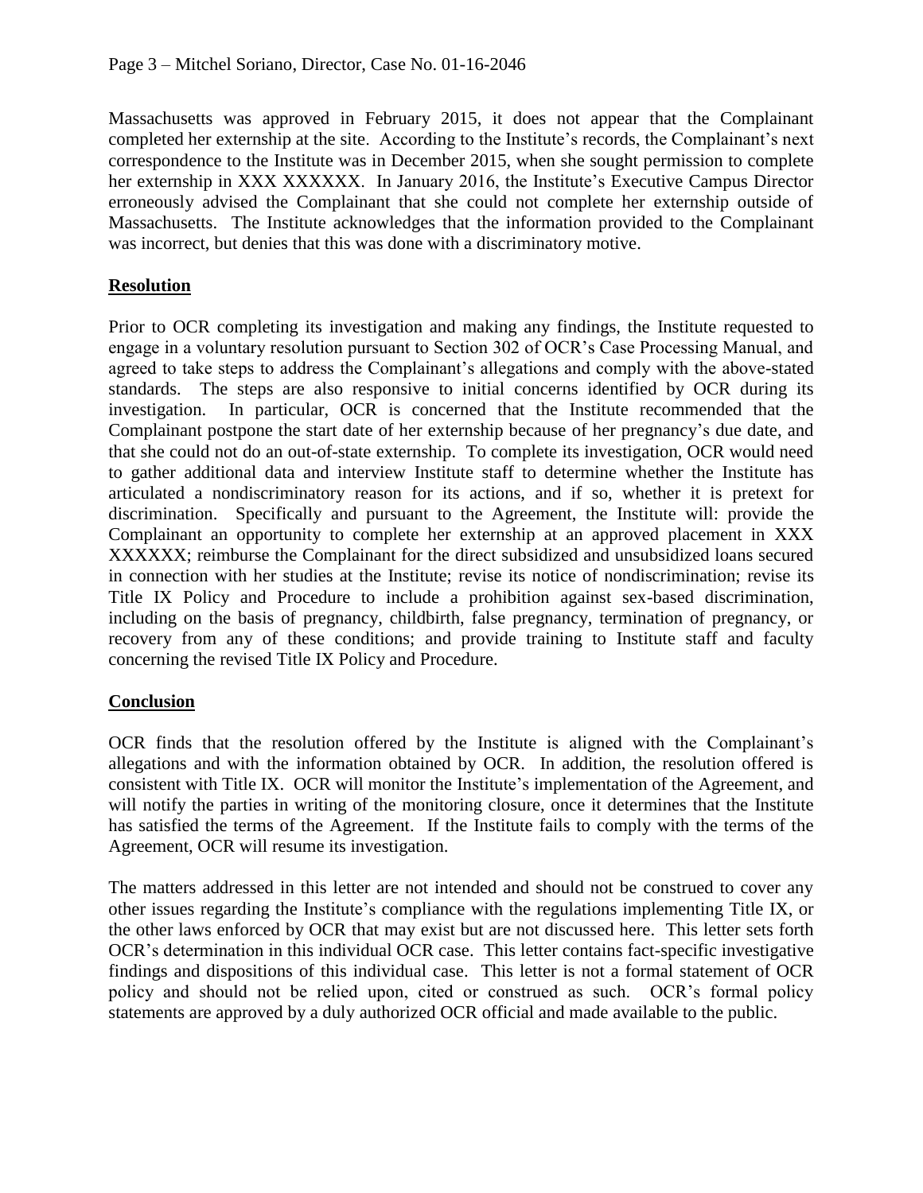Massachusetts was approved in February 2015, it does not appear that the Complainant completed her externship at the site. According to the Institute's records, the Complainant's next correspondence to the Institute was in December 2015, when she sought permission to complete her externship in XXX XXXXXX. In January 2016, the Institute's Executive Campus Director erroneously advised the Complainant that she could not complete her externship outside of Massachusetts. The Institute acknowledges that the information provided to the Complainant was incorrect, but denies that this was done with a discriminatory motive.

## Resolution

Prior to OCR completing its investigation and making any findings, the Institute requested to engage in a voluntary resolution pursuant to Section 302 of OCR's Case Processing Manual, and agreed to take steps to address the Complainant's allegations and comply with the above-stated standards. The steps are also responsive to initial concerns identified by OCR during its investigation. In particular, OCR is concerned that the Institute recommended that the Complainant postpone the start date of her externship because of her pregnancy's due date, and that she could not do an out-of-state externship. To complete its investigation, OCR would need to gather additional data and interview Institute staff to determine whether the Institute has articulated a nondiscriminatory reason for its actions, and if so, whether it is pretext for discrimination. Specifically and pursuant to the Agreement, the Institute will: provide the Complainant an opportunity to complete her externship at an approved placement in XXX XXXXXX; reimburse the Complainant for the direct subsidized and unsubsidized loans secured in connection with her studies at the Institute; revise its notice of nondiscrimination; revise its Title IX Policy and Procedure to include a prohibition against sex-based discrimination, including on the basis of pregnancy, childbirth, false pregnancy, termination of pregnancy, or recovery from any of these conditions; and provide training to Institute staff and faculty concerning the revised Title IX Policy and Procedure.

## Conclusion

OCR finds that the resolution offered by the Institute is aligned with the Complainant's allegations and with the information obtained by OCR. In addition, the resolution offered is consistent with Title IX. OCR will monitor the Institute's implementation of the Agreement, and will notify the parties in writing of the monitoring closure, once it determines that the Institute has satisfied the terms of the Agreement. If the Institute fails to comply with the terms of the Agreement, OCR will resume its investigation.

The matters addressed in this letter are not intended and should not be construed to cover any other issues regarding the Institute's compliance with the regulations implementing Title IX, or the other laws enforced by OCR that may exist but are not discussed here. This letter sets forth OCR's determination in this individual OCR case. This letter contains fact-specific investigative findings and dispositions of this individual case. This letter is not a formal statement of OCR policy and should not be relied upon, cited or construed as such. OCR's formal policy statements are approved by a duly authorized OCR official and made available to the public.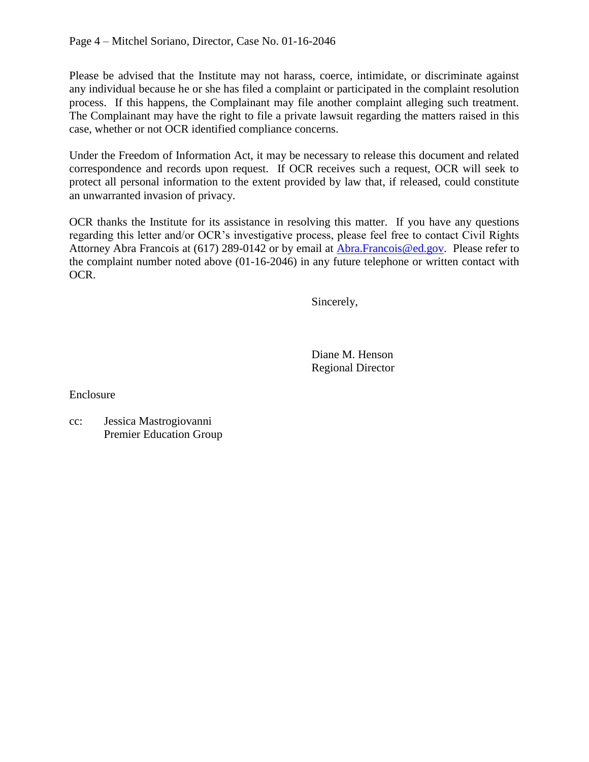Please be advised that the Institute may not harass, coerce, intimidate, or discriminate against any individual because he or she has filed a complaint or participated in the complaint resolution process. If this happens, the Complainant may file another complaint alleging such treatment. The Complainant may have the right to file a private lawsuit regarding the matters raised in this case, whether or not OCR identified compliance concerns.

Under the Freedom of Information Act, it may be necessary to release this document and related correspondence and records upon request. If OCR receives such a request, OCR will seek to protect all personal information to the extent provided by law that, if released, could constitute an unwarranted invasion of privacy.

OCR thanks the Institute for its assistance in resolving this matter. If you have any questions regarding this letter and/or OCR's investigative process, please feel free to contact Civil Rights Attorney Abra Francois at (617) 289-0142 or by email at Abra.Francois@ed.gov. Please refer to the complaint number noted above (01-16-2046) in any future telephone or written contact with OCR.

Sincerely,

Diane M. Henson
Regional Director

Enclosure

cc: Jessica Mastrogiovanni
Premier Education Group